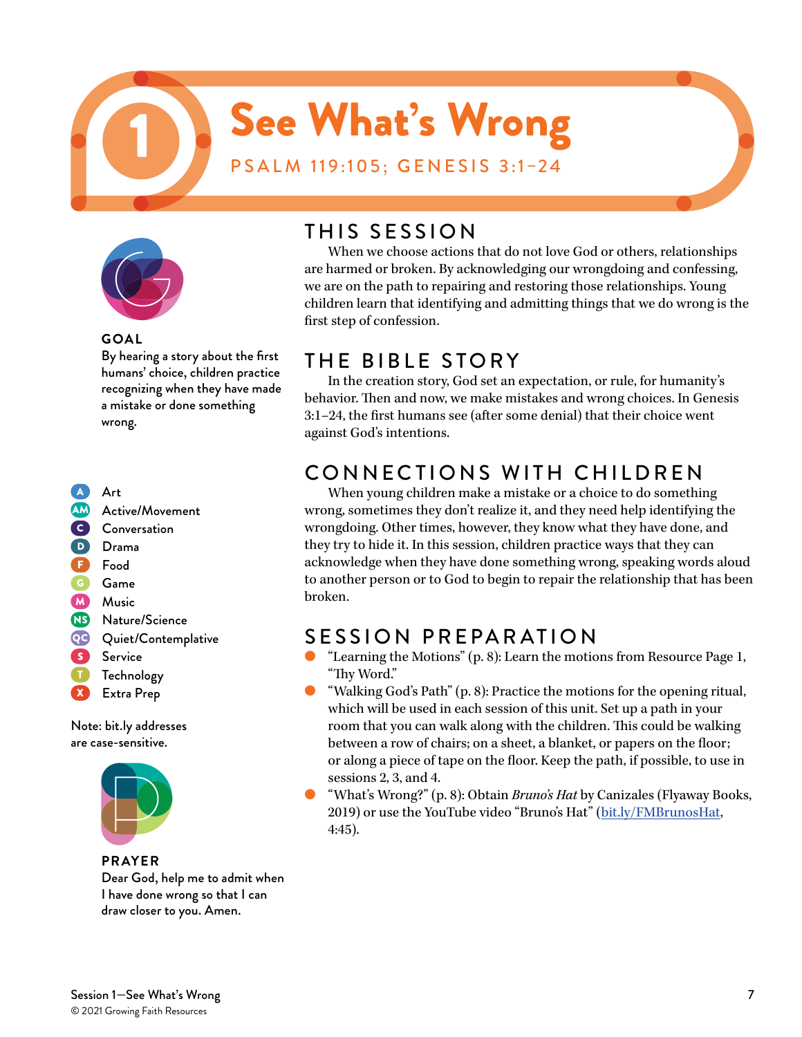# 1 See What's Wrong

PSALM 119:105; GENESIS 3:1–24

**GOAL**

By hearing a story about the first humans' choice, children practice recognizing when they have made a mistake or done something wrong.

- A Art
- AM Active/Movement
- C Conversation
- D Drama
- F Food
- G Game
- M Music
- NS Nature/Science
- QC Quiet/Contemplative
- S Service
- T Technology
- X Extra Prep

Note: bit.ly addresses are case-sensitive.

**PRAYER**

Dear God, help me to admit when I have done wrong so that I can draw closer to you. Amen.

## THIS SESSION

When we choose actions that do not love God or others, relationships are harmed or broken. By acknowledging our wrongdoing and confessing, we are on the path to repairing and restoring those relationships. Young children learn that identifying and admitting things that we do wrong is the first step of confession.

## THE BIBLE STORY

In the creation story, God set an expectation, or rule, for humanity's behavior. Then and now, we make mistakes and wrong choices. In Genesis 3:1–24, the first humans see (after some denial) that their choice went against God's intentions.

## CONNECTIONS WITH CHILDREN

When young children make a mistake or a choice to do something wrong, sometimes they don't realize it, and they need help identifying the wrongdoing. Other times, however, they know what they have done, and they try to hide it. In this session, children practice ways that they can acknowledge when they have done something wrong, speaking words aloud to another person or to God to begin to repair the relationship that has been broken.

## SESSION PREPARATION

- "Learning the Motions" (p. 8): Learn the motions from Resource Page 1, "Thy Word."
- "Walking God's Path" (p. 8): Practice the motions for the opening ritual, which will be used in each session of this unit. Set up a path in your room that you can walk along with the children. This could be walking between a row of chairs; on a sheet, a blanket, or papers on the floor; or along a piece of tape on the floor. Keep the path, if possible, to use in sessions 2, 3, and 4.
- "What's Wrong?" (p. 8): Obtain *Bruno's Hat* by Canizales (Flyaway Books, 2019) or use the YouTube video "Bruno's Hat" (bit.ly/FMBrunosHat, 4:45).

Session 1—See What's Wrong
© 2021 Growing Faith Resources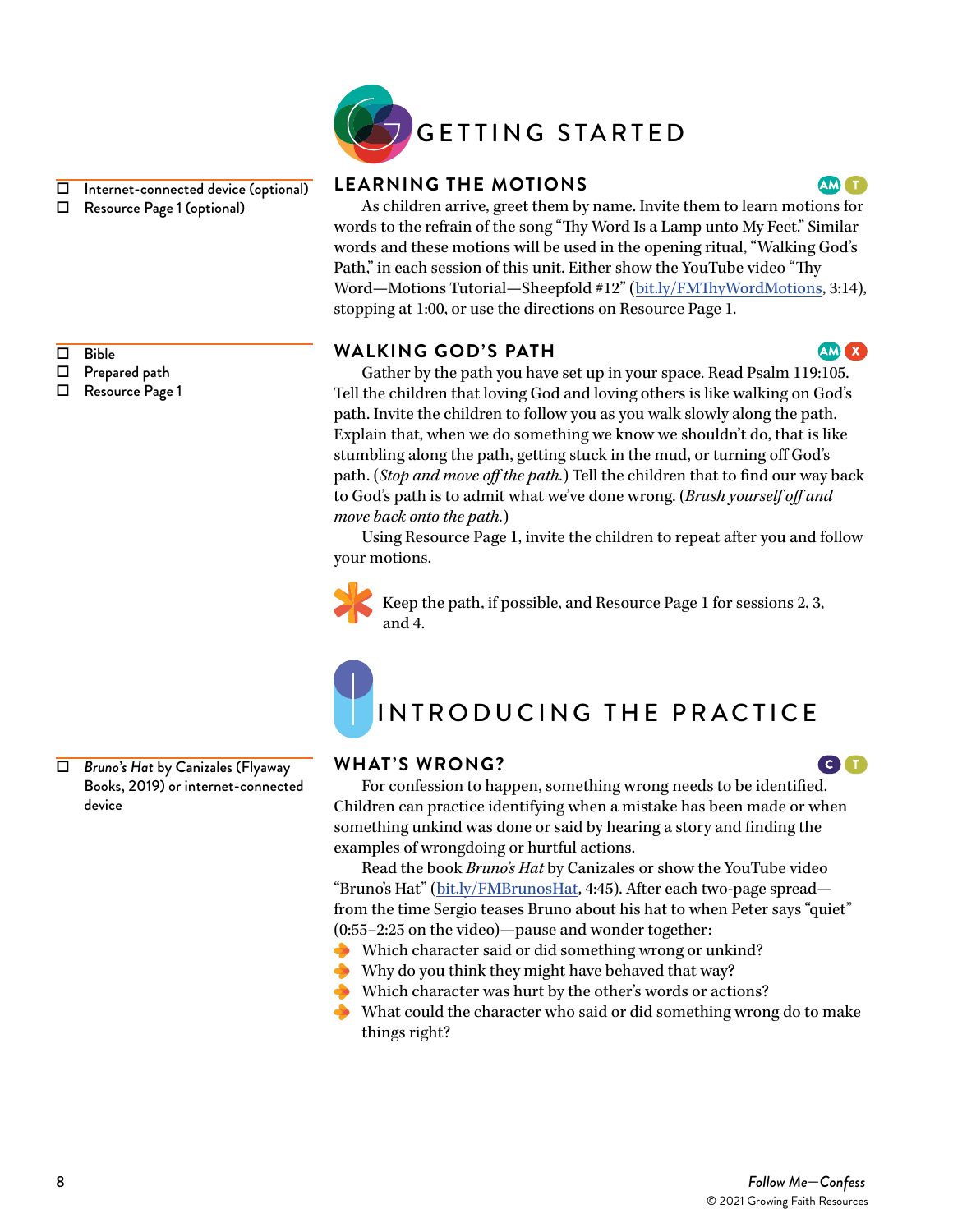# GETTING STARTED

- ☐ Internet-connected device (optional)
- ☐ Resource Page 1 (optional)

## LEARNING THE MOTIONS

AM T

As children arrive, greet them by name. Invite them to learn motions for words to the refrain of the song "Thy Word Is a Lamp unto My Feet." Similar words and these motions will be used in the opening ritual, "Walking God's Path," in each session of this unit. Either show the YouTube video "Thy Word—Motions Tutorial—Sheepfold #12" (bit.ly/FMThyWordMotions, 3:14), stopping at 1:00, or use the directions on Resource Page 1.

- ☐ Bible
- ☐ Prepared path
- ☐ Resource Page 1

## WALKING GOD'S PATH

AM X

Gather by the path you have set up in your space. Read Psalm 119:105. Tell the children that loving God and loving others is like walking on God's path. Invite the children to follow you as you walk slowly along the path. Explain that, when we do something we know we shouldn't do, that is like stumbling along the path, getting stuck in the mud, or turning off God's path. (*Stop and move off the path.*) Tell the children that to find our way back to God's path is to admit what we've done wrong. (*Brush yourself off and move back onto the path.*)

Using Resource Page 1, invite the children to repeat after you and follow your motions.

Keep the path, if possible, and Resource Page 1 for sessions 2, 3, and 4.

# INTRODUCING THE PRACTICE

- ☐ *Bruno's Hat* by Canizales (Flyaway Books, 2019) or internet-connected device

## WHAT'S WRONG?

C T

For confession to happen, something wrong needs to be identified. Children can practice identifying when a mistake has been made or when something unkind was done or said by hearing a story and finding the examples of wrongdoing or hurtful actions.

Read the book *Bruno's Hat* by Canizales or show the YouTube video "Bruno's Hat" (bit.ly/FMBrunosHat, 4:45). After each two-page spread—from the time Sergio teases Bruno about his hat to when Peter says "quiet" (0:55–2:25 on the video)—pause and wonder together:

- Which character said or did something wrong or unkind?
- Why do you think they might have behaved that way?
- Which character was hurt by the other's words or actions?
- What could the character who said or did something wrong do to make things right?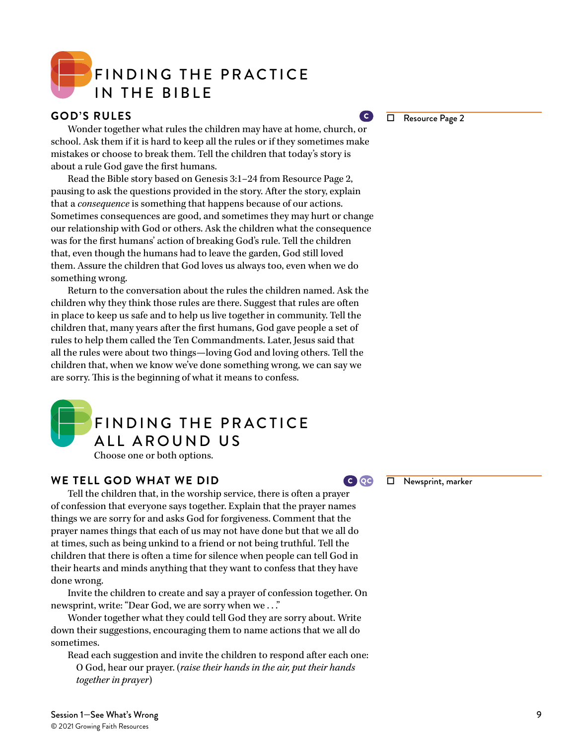# FINDING THE PRACTICE IN THE BIBLE

## GOD'S RULES

C

☐ Resource Page 2

Wonder together what rules the children may have at home, church, or school. Ask them if it is hard to keep all the rules or if they sometimes make mistakes or choose to break them. Tell the children that today's story is about a rule God gave the first humans.

Read the Bible story based on Genesis 3:1–24 from Resource Page 2, pausing to ask the questions provided in the story. After the story, explain that a *consequence* is something that happens because of our actions. Sometimes consequences are good, and sometimes they may hurt or change our relationship with God or others. Ask the children what the consequence was for the first humans' action of breaking God's rule. Tell the children that, even though the humans had to leave the garden, God still loved them. Assure the children that God loves us always too, even when we do something wrong.

Return to the conversation about the rules the children named. Ask the children why they think those rules are there. Suggest that rules are often in place to keep us safe and to help us live together in community. Tell the children that, many years after the first humans, God gave people a set of rules to help them called the Ten Commandments. Later, Jesus said that all the rules were about two things—loving God and loving others. Tell the children that, when we know we've done something wrong, we can say we are sorry. This is the beginning of what it means to confess.

# FINDING THE PRACTICE ALL AROUND US

Choose one or both options.

## WE TELL GOD WHAT WE DID

C QC

☐ Newsprint, marker

Tell the children that, in the worship service, there is often a prayer of confession that everyone says together. Explain that the prayer names things we are sorry for and asks God for forgiveness. Comment that the prayer names things that each of us may not have done but that we all do at times, such as being unkind to a friend or not being truthful. Tell the children that there is often a time for silence when people can tell God in their hearts and minds anything that they want to confess that they have done wrong.

Invite the children to create and say a prayer of confession together. On newsprint, write: "Dear God, we are sorry when we . . ."

Wonder together what they could tell God they are sorry about. Write down their suggestions, encouraging them to name actions that we all do sometimes.

Read each suggestion and invite the children to respond after each one:

> O God, hear our prayer. (*raise their hands in the air, put their hands together in prayer*)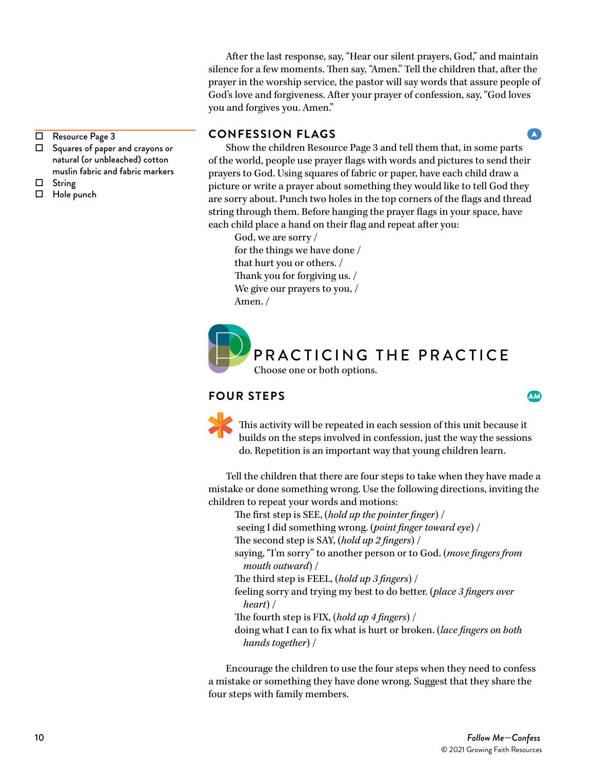After the last response, say, "Hear our silent prayers, God," and maintain silence for a few moments. Then say, "Amen." Tell the children that, after the prayer in the worship service, the pastor will say words that assure people of God's love and forgiveness. After your prayer of confession, say, "God loves you and forgives you. Amen."

- ☐ Resource Page 3
- ☐ Squares of paper and crayons or natural (or unbleached) cotton muslin fabric and fabric markers
- ☐ String
- ☐ Hole punch

## CONFESSION FLAGS

A

Show the children Resource Page 3 and tell them that, in some parts of the world, people use prayer flags with words and pictures to send their prayers to God. Using squares of fabric or paper, have each child draw a picture or write a prayer about something they would like to tell God they are sorry about. Punch two holes in the top corners of the flags and thread string through them. Before hanging the prayer flags in your space, have each child place a hand on their flag and repeat after you:

God, we are sorry /
for the things we have done /
that hurt you or others. /
Thank you for forgiving us. /
We give our prayers to you, /
Amen. /

# PRACTICING THE PRACTICE

Choose one or both options.

## FOUR STEPS

AM

This activity will be repeated in each session of this unit because it builds on the steps involved in confession, just the way the sessions do. Repetition is an important way that young children learn.

Tell the children that there are four steps to take when they have made a mistake or done something wrong. Use the following directions, inviting the children to repeat your words and motions:

The first step is SEE, (*hold up the pointer finger*) /
seeing I did something wrong. (*point finger toward eye*) /
The second step is SAY, (*hold up 2 fingers*) /
saying, "I'm sorry" to another person or to God. (*move fingers from mouth outward*) /
The third step is FEEL, (*hold up 3 fingers*) /
feeling sorry and trying my best to do better. (*place 3 fingers over heart*) /
The fourth step is FIX, (*hold up 4 fingers*) /
doing what I can to fix what is hurt or broken. (*lace fingers on both hands together*) /

Encourage the children to use the four steps when they need to confess a mistake or something they have done wrong. Suggest that they share the four steps with family members.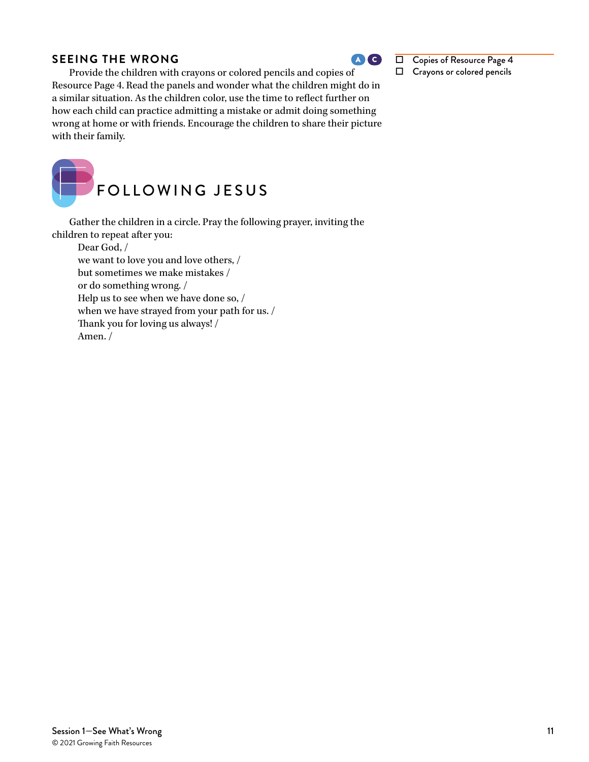## SEEING THE WRONG

A C

Provide the children with crayons or colored pencils and copies of Resource Page 4. Read the panels and wonder what the children might do in a similar situation. As the children color, use the time to reflect further on how each child can practice admitting a mistake or admit doing something wrong at home or with friends. Encourage the children to share their picture with their family.

- ☐ Copies of Resource Page 4
- ☐ Crayons or colored pencils

# FOLLOWING JESUS

Gather the children in a circle. Pray the following prayer, inviting the children to repeat after you:

> Dear God, /
> we want to love you and love others, /
> but sometimes we make mistakes /
> or do something wrong. /
> Help us to see when we have done so, /
> when we have strayed from your path for us. /
> Thank you for loving us always! /
> Amen. /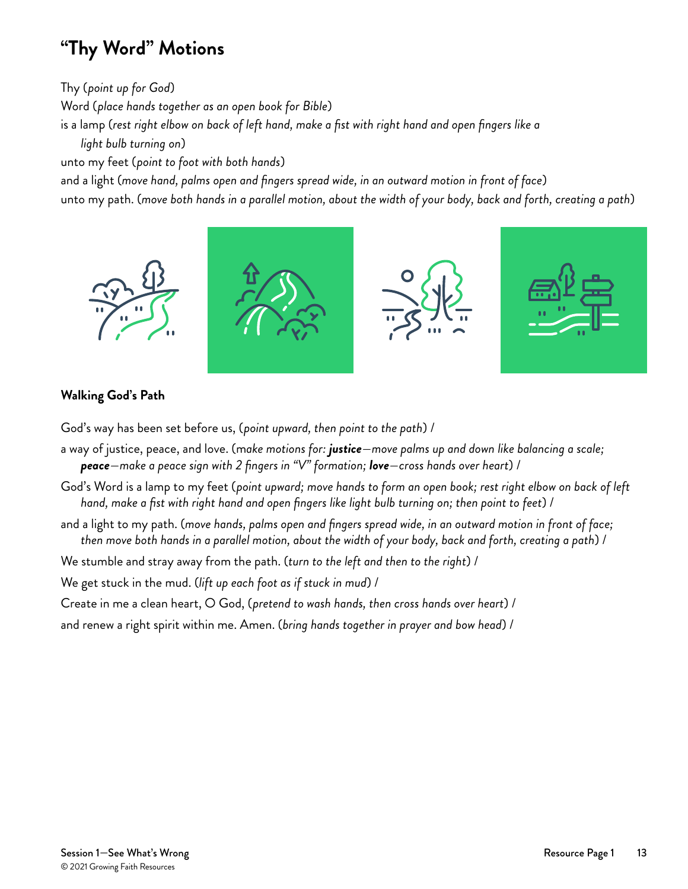## "Thy Word" Motions

Thy (*point up for God*)
Word (*place hands together as an open book for Bible*)
is a lamp (*rest right elbow on back of left hand, make a fist with right hand and open fingers like a light bulb turning on*)
unto my feet (*point to foot with both hands*)
and a light (*move hand, palms open and fingers spread wide, in an outward motion in front of face*)
unto my path. (*move both hands in a parallel motion, about the width of your body, back and forth, creating a path*)

### Walking God's Path

God's way has been set before us, (*point upward, then point to the path*) /

a way of justice, peace, and love. (*make motions for: **justice**—move palms up and down like balancing a scale; **peace**—make a peace sign with 2 fingers in "V" formation; **love**—cross hands over heart*) /

God's Word is a lamp to my feet (*point upward; move hands to form an open book; rest right elbow on back of left hand, make a fist with right hand and open fingers like light bulb turning on; then point to feet*) /

and a light to my path. (*move hands, palms open and fingers spread wide, in an outward motion in front of face; then move both hands in a parallel motion, about the width of your body, back and forth, creating a path*) /

We stumble and stray away from the path. (*turn to the left and then to the right*) /

We get stuck in the mud. (*lift up each foot as if stuck in mud*) /

Create in me a clean heart, O God, (*pretend to wash hands, then cross hands over heart*) /

and renew a right spirit within me. Amen. (*bring hands together in prayer and bow head*) /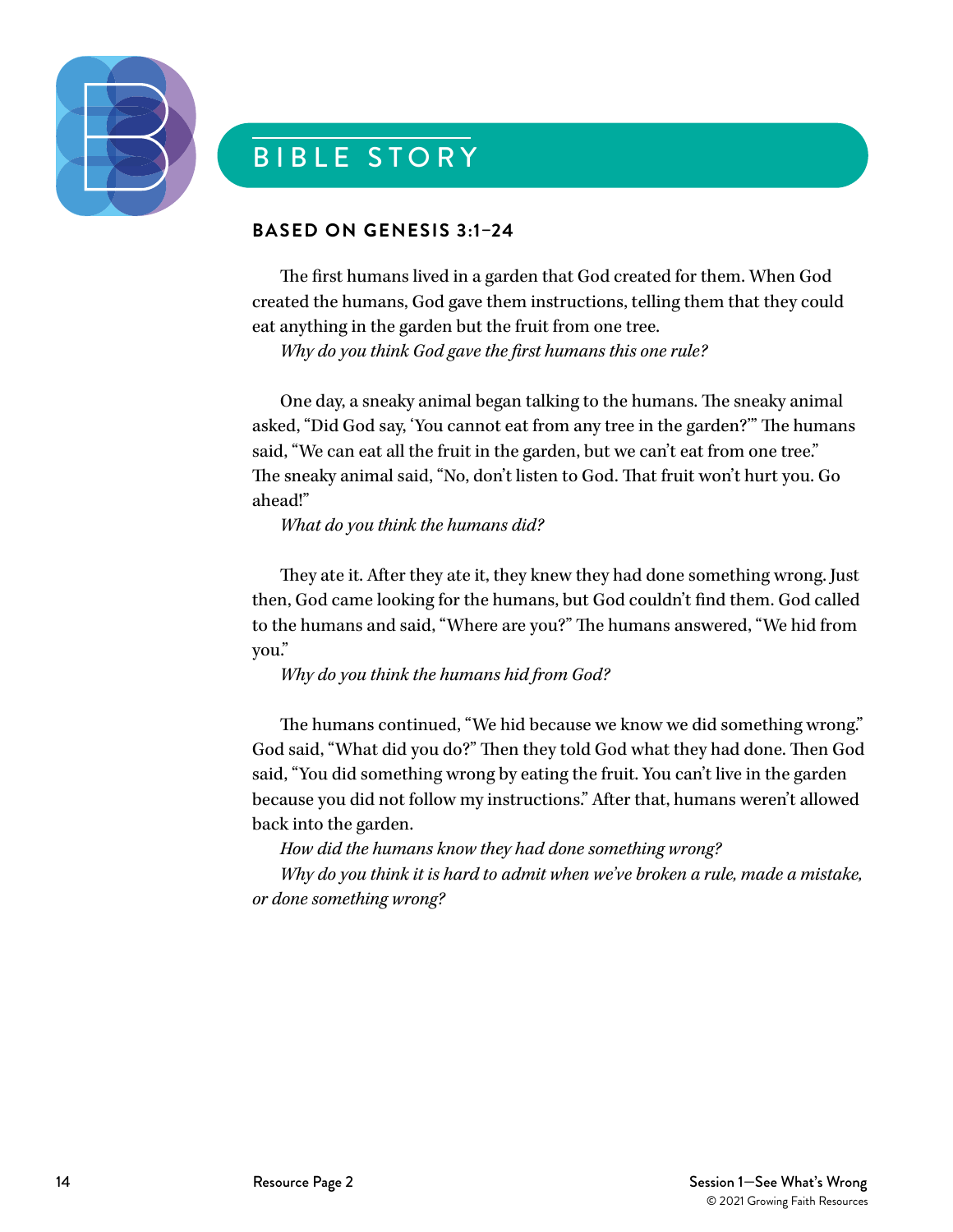# BIBLE STORY

## BASED ON GENESIS 3:1–24

The first humans lived in a garden that God created for them. When God created the humans, God gave them instructions, telling them that they could eat anything in the garden but the fruit from one tree.

*Why do you think God gave the first humans this one rule?*

One day, a sneaky animal began talking to the humans. The sneaky animal asked, "Did God say, 'You cannot eat from any tree in the garden?'" The humans said, "We can eat all the fruit in the garden, but we can't eat from one tree." The sneaky animal said, "No, don't listen to God. That fruit won't hurt you. Go ahead!"

*What do you think the humans did?*

They ate it. After they ate it, they knew they had done something wrong. Just then, God came looking for the humans, but God couldn't find them. God called to the humans and said, "Where are you?" The humans answered, "We hid from you."

*Why do you think the humans hid from God?*

The humans continued, "We hid because we know we did something wrong." God said, "What did you do?" Then they told God what they had done. Then God said, "You did something wrong by eating the fruit. You can't live in the garden because you did not follow my instructions." After that, humans weren't allowed back into the garden.

*How did the humans know they had done something wrong?*

*Why do you think it is hard to admit when we've broken a rule, made a mistake, or done something wrong?*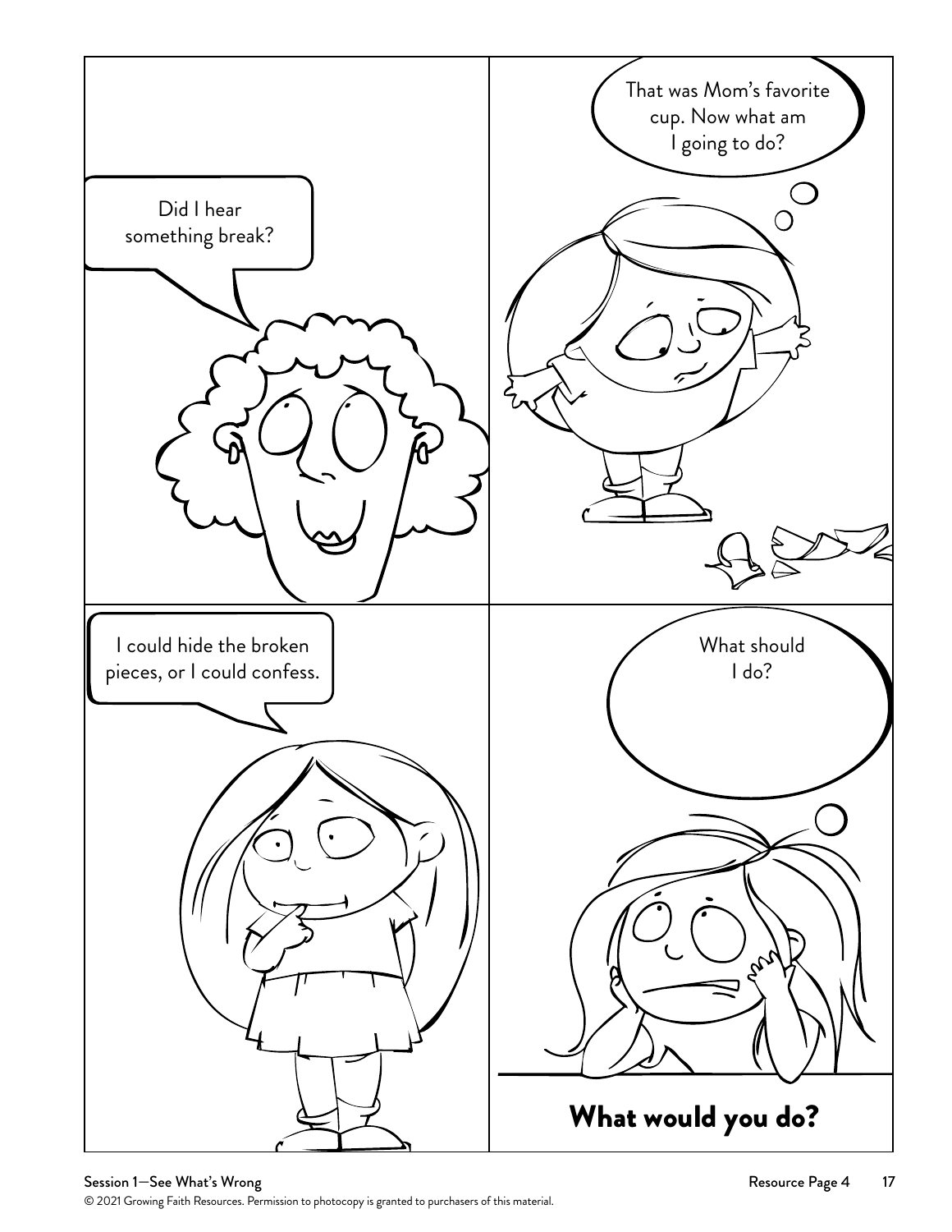Did I hear something break?

That was Mom's favorite cup. Now what am I going to do?

I could hide the broken pieces, or I could confess.

What should I do?

**What would you do?**